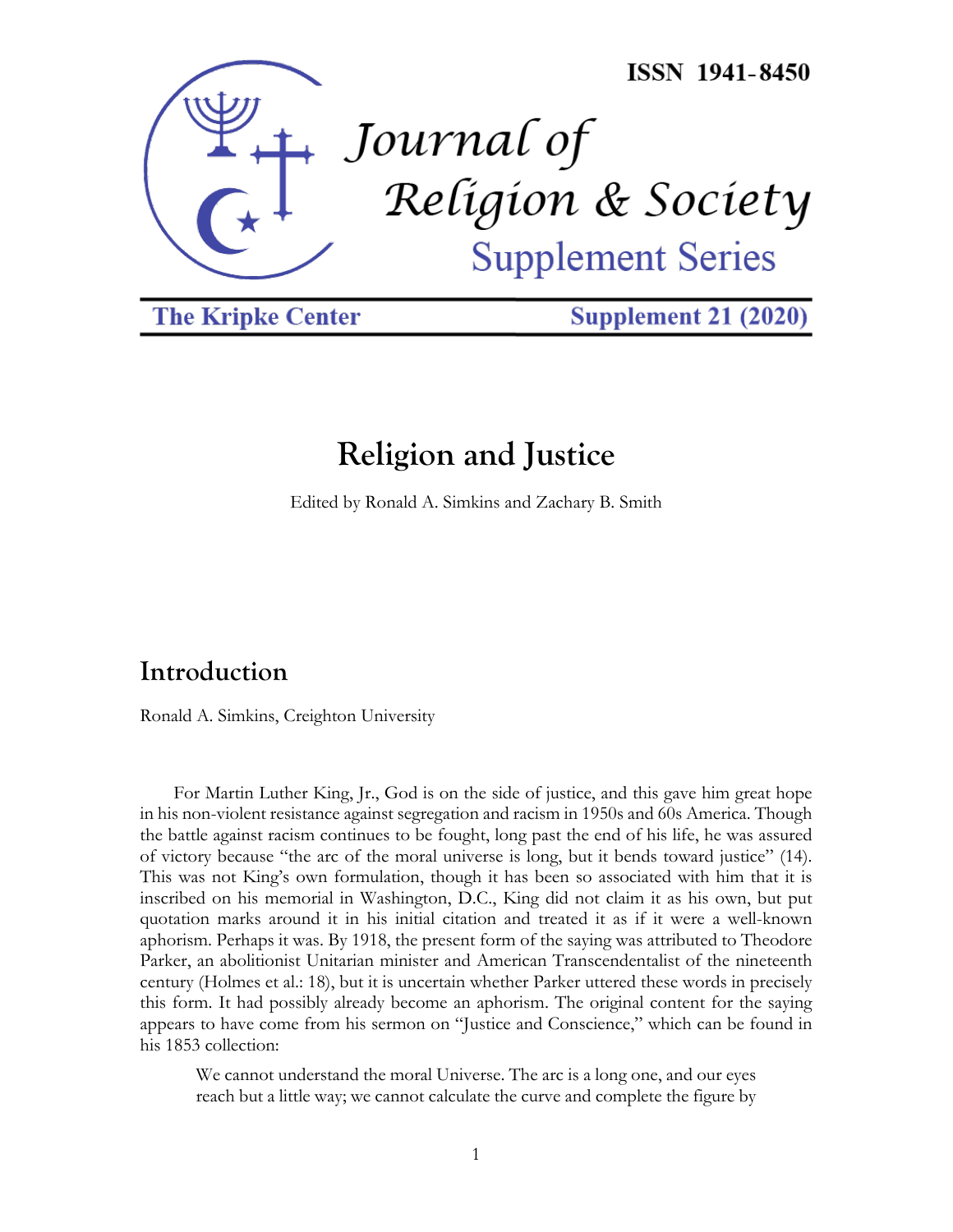ISSN 1941-8450

Journal of Religion & Society

Supplement Series

The Kripke Center | Supplement 21 (2020)

# Religion and Justice

Edited by Ronald A. Simkins and Zachary B. Smith

## Introduction

Ronald A. Simkins, Creighton University

For Martin Luther King, Jr., God is on the side of justice, and this gave him great hope in his non-violent resistance against segregation and racism in 1950s and 60s America. Though the battle against racism continues to be fought, long past the end of his life, he was assured of victory because "the arc of the moral universe is long, but it bends toward justice" (14). This was not King's own formulation, though it has been so associated with him that it is inscribed on his memorial in Washington, D.C., King did not claim it as his own, but put quotation marks around it in his initial citation and treated it as if it were a well-known aphorism. Perhaps it was. By 1918, the present form of the saying was attributed to Theodore Parker, an abolitionist Unitarian minister and American Transcendentalist of the nineteenth century (Holmes et al.: 18), but it is uncertain whether Parker uttered these words in precisely this form. It had possibly already become an aphorism. The original content for the saying appears to have come from his sermon on "Justice and Conscience," which can be found in his 1853 collection:

> We cannot understand the moral Universe. The arc is a long one, and our eyes reach but a little way; we cannot calculate the curve and complete the figure by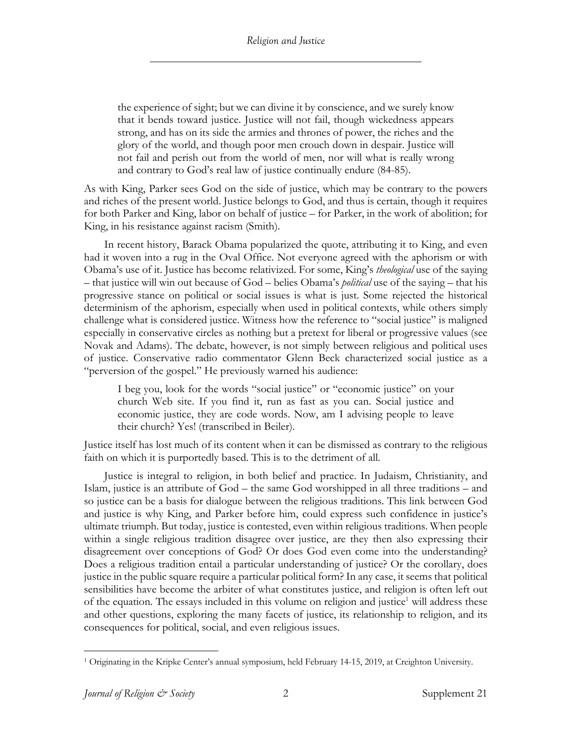> the experience of sight; but we can divine it by conscience, and we surely know that it bends toward justice. Justice will not fail, though wickedness appears strong, and has on its side the armies and thrones of power, the riches and the glory of the world, and though poor men crouch down in despair. Justice will not fail and perish out from the world of men, nor will what is really wrong and contrary to God's real law of justice continually endure (84-85).

As with King, Parker sees God on the side of justice, which may be contrary to the powers and riches of the present world. Justice belongs to God, and thus is certain, though it requires for both Parker and King, labor on behalf of justice – for Parker, in the work of abolition; for King, in his resistance against racism (Smith).

In recent history, Barack Obama popularized the quote, attributing it to King, and even had it woven into a rug in the Oval Office. Not everyone agreed with the aphorism or with Obama's use of it. Justice has become relativized. For some, King's *theological* use of the saying – that justice will win out because of God – belies Obama's *political* use of the saying – that his progressive stance on political or social issues is what is just. Some rejected the historical determinism of the aphorism, especially when used in political contexts, while others simply challenge what is considered justice. Witness how the reference to "social justice" is maligned especially in conservative circles as nothing but a pretext for liberal or progressive values (see Novak and Adams). The debate, however, is not simply between religious and political uses of justice. Conservative radio commentator Glenn Beck characterized social justice as a "perversion of the gospel." He previously warned his audience:

> I beg you, look for the words "social justice" or "economic justice" on your church Web site. If you find it, run as fast as you can. Social justice and economic justice, they are code words. Now, am I advising people to leave their church? Yes! (transcribed in Beiler).

Justice itself has lost much of its content when it can be dismissed as contrary to the religious faith on which it is purportedly based. This is to the detriment of all.

Justice is integral to religion, in both belief and practice. In Judaism, Christianity, and Islam, justice is an attribute of God – the same God worshipped in all three traditions – and so justice can be a basis for dialogue between the religious traditions. This link between God and justice is why King, and Parker before him, could express such confidence in justice's ultimate triumph. But today, justice is contested, even within religious traditions. When people within a single religious tradition disagree over justice, are they then also expressing their disagreement over conceptions of God? Or does God even come into the understanding? Does a religious tradition entail a particular understanding of justice? Or the corollary, does justice in the public square require a particular political form? In any case, it seems that political sensibilities have become the arbiter of what constitutes justice, and religion is often left out of the equation. The essays included in this volume on religion and justice[1] will address these and other questions, exploring the many facets of justice, its relationship to religion, and its consequences for political, social, and even religious issues.

---

[1] Originating in the Kripke Center's annual symposium, held February 14-15, 2019, at Creighton University.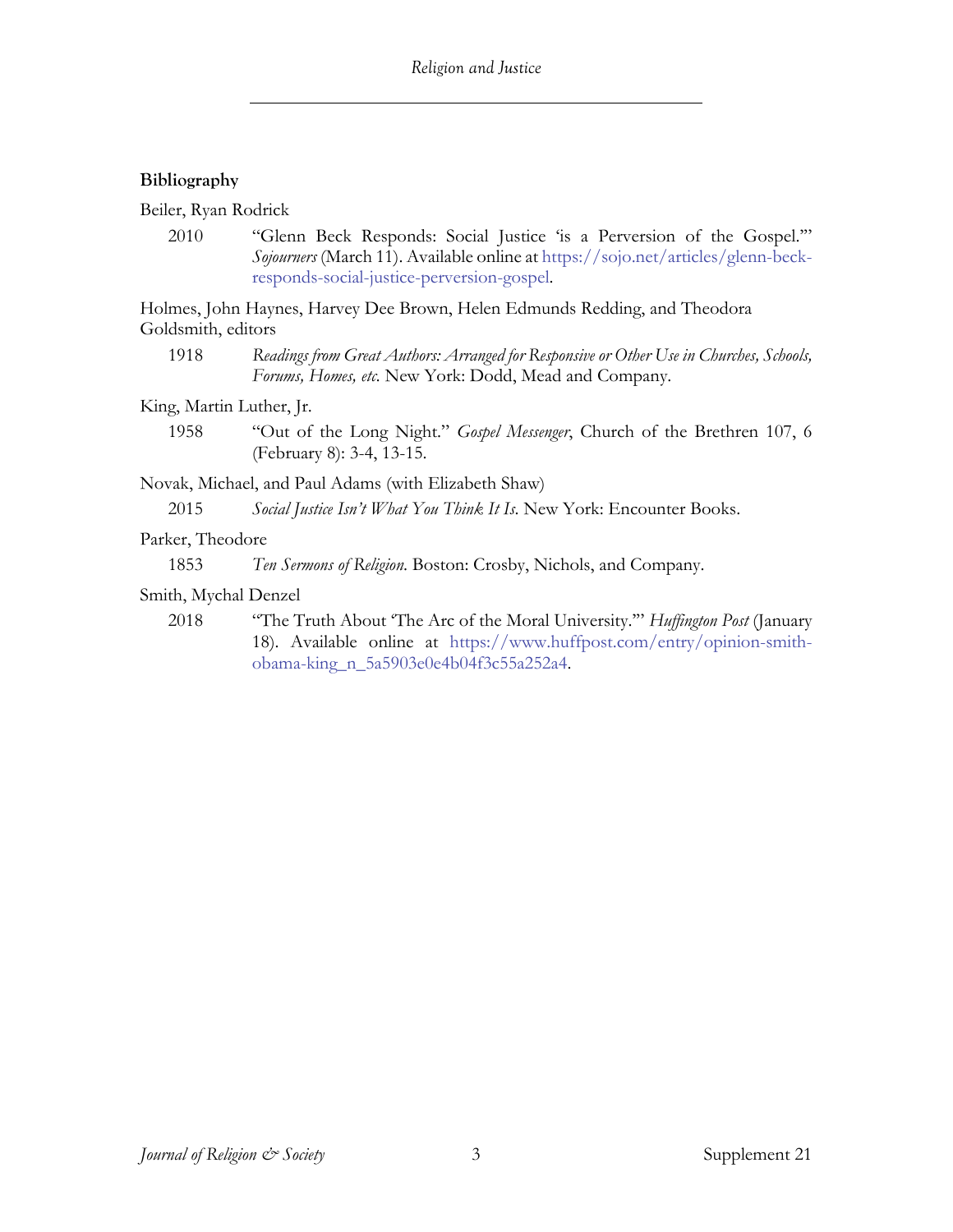**Bibliography**

Beiler, Ryan Rodrick

2010 "Glenn Beck Responds: Social Justice 'is a Perversion of the Gospel.'" *Sojourners* (March 11). Available online at https://sojo.net/articles/glenn-beck-responds-social-justice-perversion-gospel.

Holmes, John Haynes, Harvey Dee Brown, Helen Edmunds Redding, and Theodora Goldsmith, editors

1918 *Readings from Great Authors: Arranged for Responsive or Other Use in Churches, Schools, Forums, Homes, etc.* New York: Dodd, Mead and Company.

King, Martin Luther, Jr.

1958 "Out of the Long Night." *Gospel Messenger*, Church of the Brethren 107, 6 (February 8): 3-4, 13-15.

Novak, Michael, and Paul Adams (with Elizabeth Shaw)

2015 *Social Justice Isn't What You Think It Is.* New York: Encounter Books.

Parker, Theodore

1853 *Ten Sermons of Religion.* Boston: Crosby, Nichols, and Company.

Smith, Mychal Denzel

2018 "The Truth About 'The Arc of the Moral University.'" *Huffington Post* (January 18). Available online at https://www.huffpost.com/entry/opinion-smith-obama-king_n_5a5903e0e4b04f3c55a252a4.